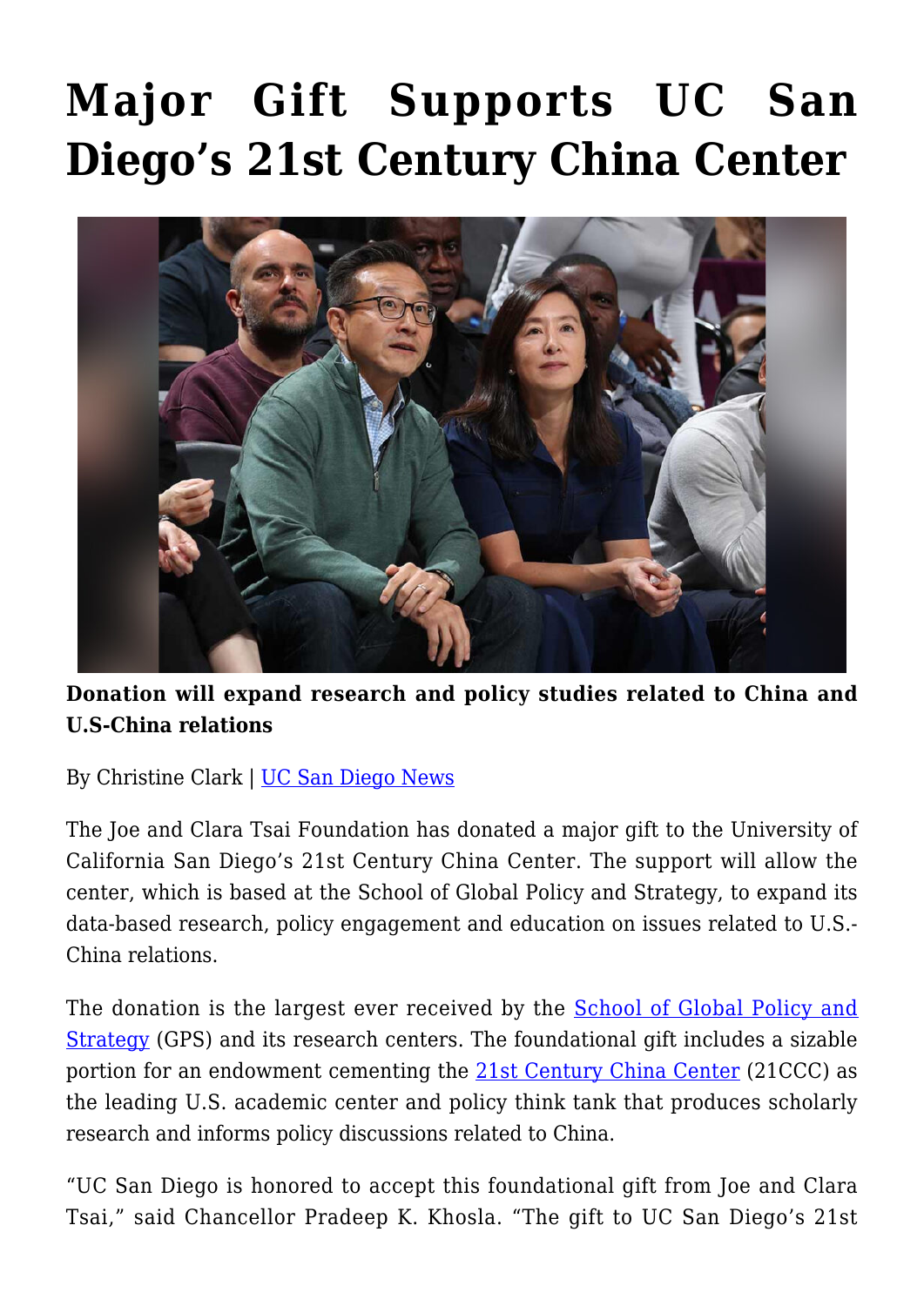# Major Gift Supports UC San Diego's 21st Century China Center

**Donation will expand research and policy studies related to China and U.S-China relations**

By Christine Clark | UC San Diego News

The Joe and Clara Tsai Foundation has donated a major gift to the University of California San Diego's 21st Century China Center. The support will allow the center, which is based at the School of Global Policy and Strategy, to expand its data-based research, policy engagement and education on issues related to U.S.-China relations.

The donation is the largest ever received by the School of Global Policy and Strategy (GPS) and its research centers. The foundational gift includes a sizable portion for an endowment cementing the 21st Century China Center (21CCC) as the leading U.S. academic center and policy think tank that produces scholarly research and informs policy discussions related to China.

"UC San Diego is honored to accept this foundational gift from Joe and Clara Tsai," said Chancellor Pradeep K. Khosla. "The gift to UC San Diego's 21st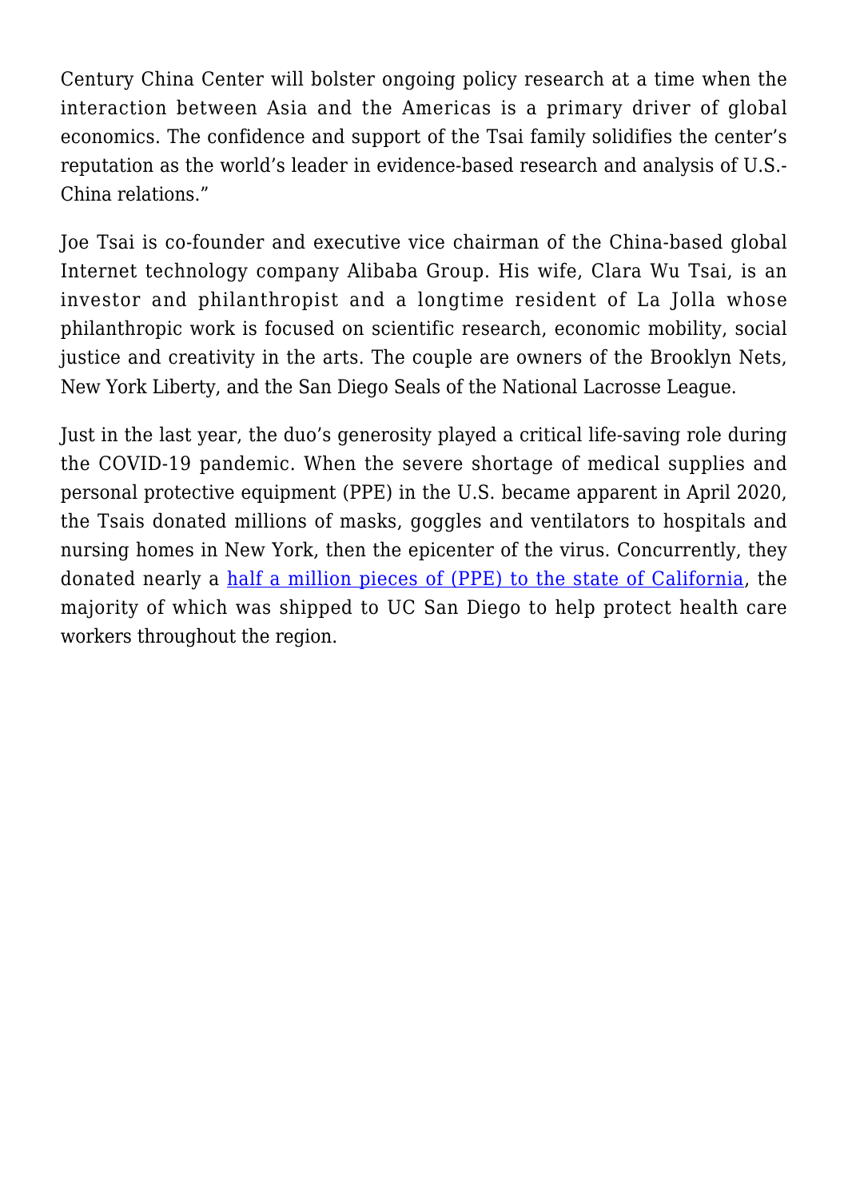Century China Center will bolster ongoing policy research at a time when the interaction between Asia and the Americas is a primary driver of global economics. The confidence and support of the Tsai family solidifies the center's reputation as the world's leader in evidence-based research and analysis of U.S.-China relations."

Joe Tsai is co-founder and executive vice chairman of the China-based global Internet technology company Alibaba Group. His wife, Clara Wu Tsai, is an investor and philanthropist and a longtime resident of La Jolla whose philanthropic work is focused on scientific research, economic mobility, social justice and creativity in the arts. The couple are owners of the Brooklyn Nets, New York Liberty, and the San Diego Seals of the National Lacrosse League.

Just in the last year, the duo's generosity played a critical life-saving role during the COVID-19 pandemic. When the severe shortage of medical supplies and personal protective equipment (PPE) in the U.S. became apparent in April 2020, the Tsais donated millions of masks, goggles and ventilators to hospitals and nursing homes in New York, then the epicenter of the virus. Concurrently, they donated nearly a half a million pieces of (PPE) to the state of California, the majority of which was shipped to UC San Diego to help protect health care workers throughout the region.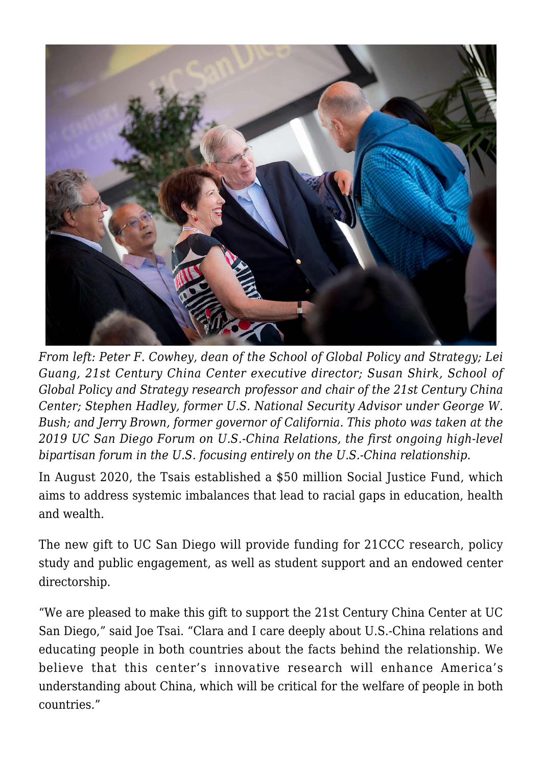*From left: Peter F. Cowhey, dean of the School of Global Policy and Strategy; Lei Guang, 21st Century China Center executive director; Susan Shirk, School of Global Policy and Strategy research professor and chair of the 21st Century China Center; Stephen Hadley, former U.S. National Security Advisor under George W. Bush; and Jerry Brown, former governor of California. This photo was taken at the 2019 UC San Diego Forum on U.S.-China Relations, the first ongoing high-level bipartisan forum in the U.S. focusing entirely on the U.S.-China relationship.*

In August 2020, the Tsais established a $50 million Social Justice Fund, which aims to address systemic imbalances that lead to racial gaps in education, health and wealth.

The new gift to UC San Diego will provide funding for 21CCC research, policy study and public engagement, as well as student support and an endowed center directorship.

"We are pleased to make this gift to support the 21st Century China Center at UC San Diego," said Joe Tsai. "Clara and I care deeply about U.S.-China relations and educating people in both countries about the facts behind the relationship. We believe that this center's innovative research will enhance America's understanding about China, which will be critical for the welfare of people in both countries."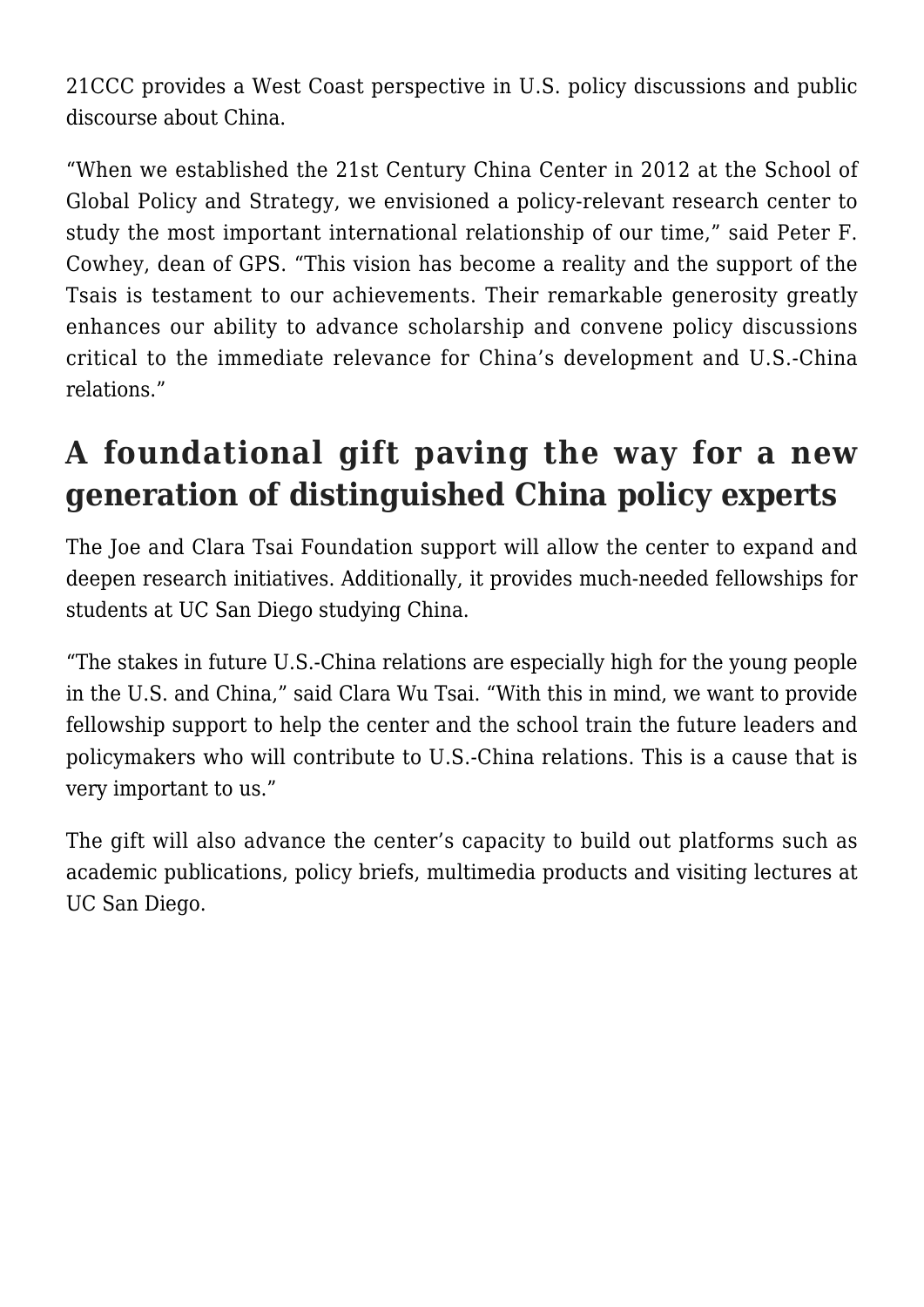21CCC provides a West Coast perspective in U.S. policy discussions and public discourse about China.

“When we established the 21st Century China Center in 2012 at the School of Global Policy and Strategy, we envisioned a policy-relevant research center to study the most important international relationship of our time,” said Peter F. Cowhey, dean of GPS. “This vision has become a reality and the support of the Tsais is testament to our achievements. Their remarkable generosity greatly enhances our ability to advance scholarship and convene policy discussions critical to the immediate relevance for China’s development and U.S.-China relations.”

## A foundational gift paving the way for a new generation of distinguished China policy experts

The Joe and Clara Tsai Foundation support will allow the center to expand and deepen research initiatives. Additionally, it provides much-needed fellowships for students at UC San Diego studying China.

“The stakes in future U.S.-China relations are especially high for the young people in the U.S. and China,” said Clara Wu Tsai. “With this in mind, we want to provide fellowship support to help the center and the school train the future leaders and policymakers who will contribute to U.S.-China relations. This is a cause that is very important to us.”

The gift will also advance the center’s capacity to build out platforms such as academic publications, policy briefs, multimedia products and visiting lectures at UC San Diego.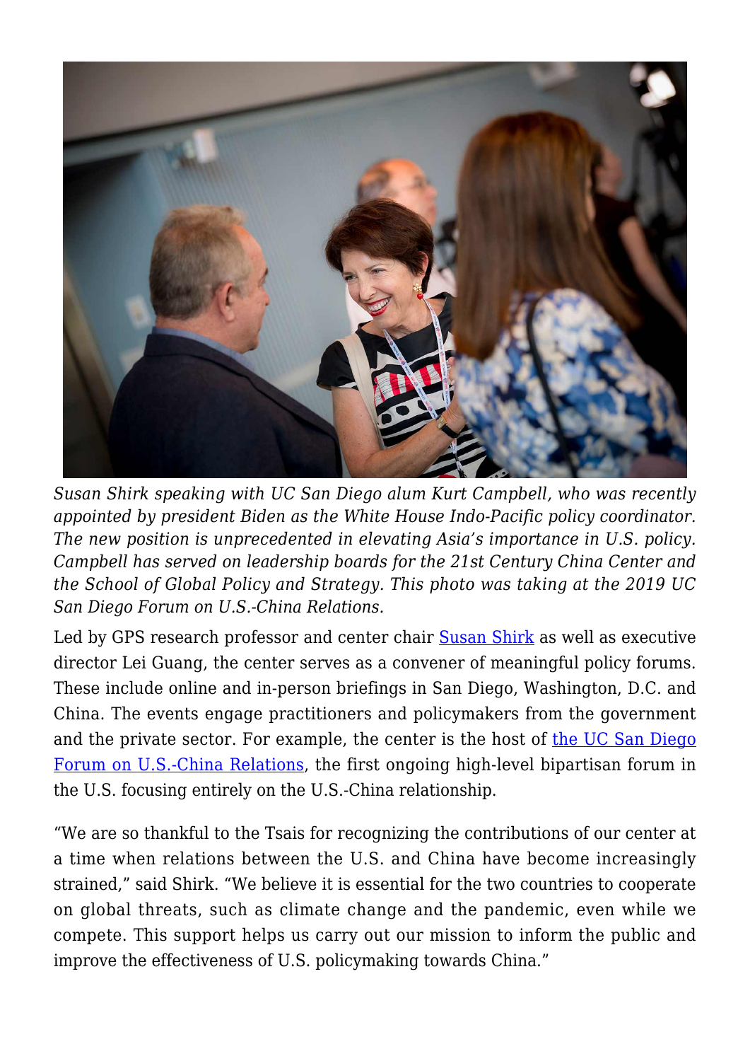*Susan Shirk speaking with UC San Diego alum Kurt Campbell, who was recently appointed by president Biden as the White House Indo-Pacific policy coordinator. The new position is unprecedented in elevating Asia's importance in U.S. policy. Campbell has served on leadership boards for the 21st Century China Center and the School of Global Policy and Strategy. This photo was taking at the 2019 UC San Diego Forum on U.S.-China Relations.*

Led by GPS research professor and center chair [Susan Shirk](#) as well as executive director Lei Guang, the center serves as a convener of meaningful policy forums. These include online and in-person briefings in San Diego, Washington, D.C. and China. The events engage practitioners and policymakers from the government and the private sector. For example, the center is the host of [the UC San Diego Forum on U.S.-China Relations](#), the first ongoing high-level bipartisan forum in the U.S. focusing entirely on the U.S.-China relationship.

"We are so thankful to the Tsais for recognizing the contributions of our center at a time when relations between the U.S. and China have become increasingly strained," said Shirk. "We believe it is essential for the two countries to cooperate on global threats, such as climate change and the pandemic, even while we compete. This support helps us carry out our mission to inform the public and improve the effectiveness of U.S. policymaking towards China."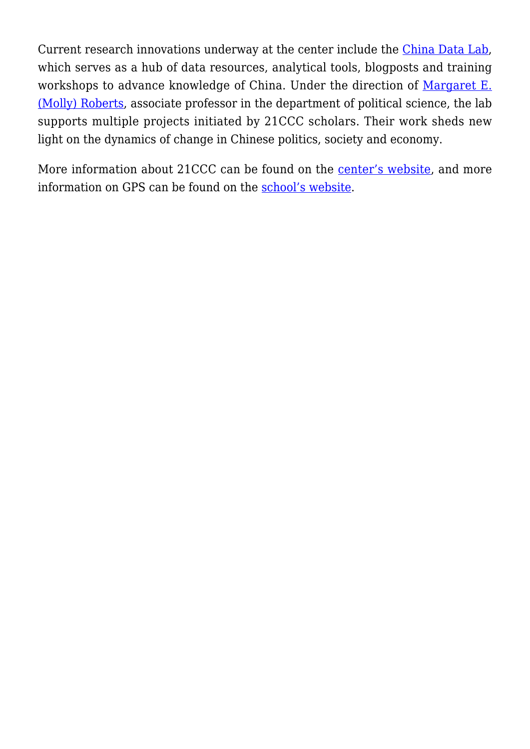Current research innovations underway at the center include the China Data Lab, which serves as a hub of data resources, analytical tools, blogposts and training workshops to advance knowledge of China. Under the direction of Margaret E. (Molly) Roberts, associate professor in the department of political science, the lab supports multiple projects initiated by 21CCC scholars. Their work sheds new light on the dynamics of change in Chinese politics, society and economy.

More information about 21CCC can be found on the center's website, and more information on GPS can be found on the school's website.